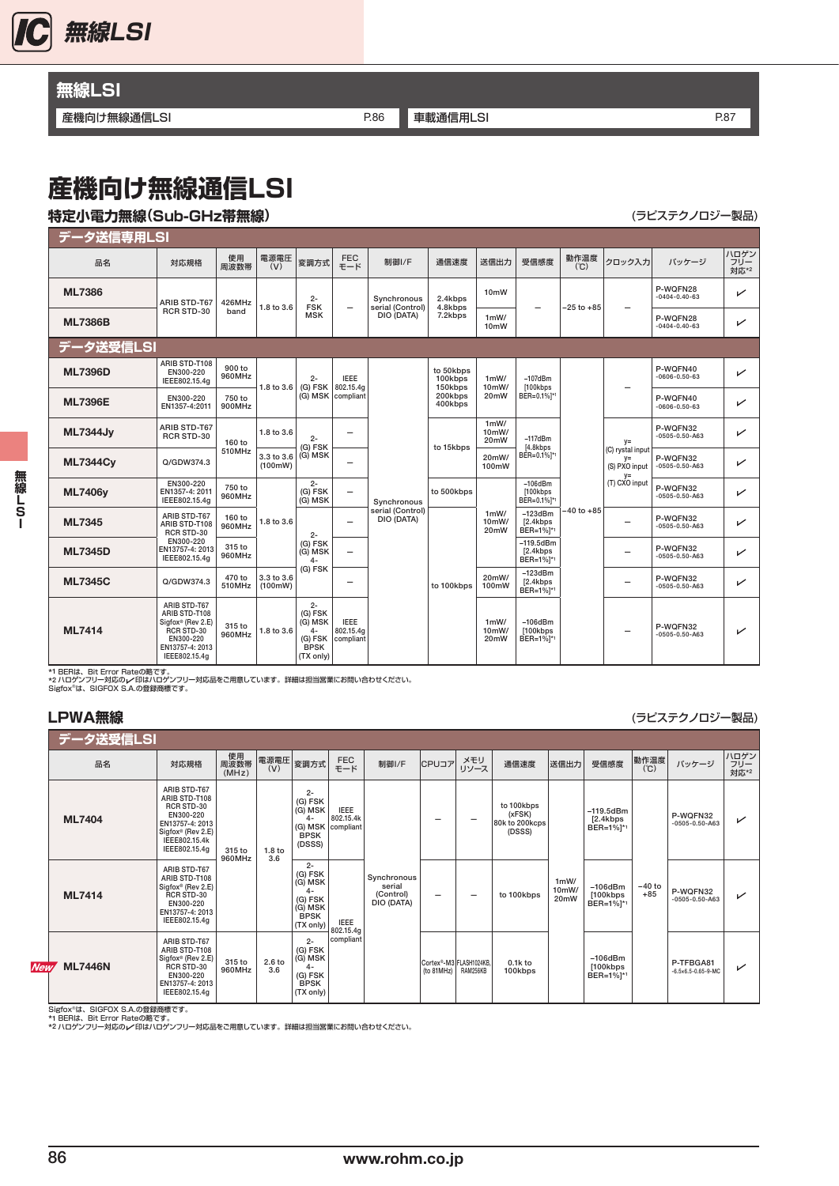# 無線LSI

| 無線LSI | |
|---|---|
| 産機向け無線通信LSI P.86 | 車載通信用LSI P.87 |

# 産機向け無線通信LSI

## 特定小電力無線(Sub-GHz帯無線)

(ラピステクノロジー製品)

### データ送信専用LSI

| 品名 | 対応規格 | 使用周波数帯 | 電源電圧(V) | 変調方式 | FECモード | 制御I/F | 通信速度 | 送信出力 | 受信感度 | 動作温度(℃) | クロック入力 | パッケージ | ハロゲンフリー対応*2 |
|---|---|---|---|---|---|---|---|---|---|---|---|---|---|
| ML7386 | ARIB STD-T67 RCR STD-30 | 426MHz band | 1.8 to 3.6 | 2-FSK MSK | – | Synchronous serial (Control) DIO (DATA) | 2.4kbps 4.8kbps 7.2kbps | 10mW | – | –25 to +85 | – | P-WQFN28 -0404-0.40-63 | ✓ |
| ML7386B | | | | | | | | 1mW/ 10mW | | | | P-WQFN28 -0404-0.40-63 | ✓ |

### データ送受信LSI

| 品名 | 対応規格 | 使用周波数帯 | 電源電圧(V) | 変調方式 | FECモード | 制御I/F | 通信速度 | 送信出力 | 受信感度 | 動作温度(℃) | クロック入力 | パッケージ | ハロゲンフリー対応*2 |
|---|---|---|---|---|---|---|---|---|---|---|---|---|---|
| ML7396D | ARIB STD-T108 EN300-220 IEEE802.15.4g | 900 to 960MHz | 1.8 to 3.6 | 2-(G) FSK (G) MSK | IEEE 802.15.4g compliant | Synchronous serial (Control) DIO (DATA) | to 50kbps 100kbps 150kbps 200kbps 400kbps | 1mW/ 10mW/ 20mW | –107dBm [100kbps BER=0.1%]*1 | –40 to +85 | – | P-WQFN40 -0606-0.50-63 | ✓ |
| ML7396E | EN300-220 EN1357-4:2011 | 750 to 900MHz | | | | | | | | | | P-WQFN40 -0606-0.50-63 | ✓ |
| ML7344Jy | ARIB STD-T67 RCR STD-30 | 160 to 510MHz | 1.8 to 3.6 | 2-(G) FSK (G) MSK | – | | to 15kbps | 1mW/ 10mW/ 20mW | –117dBm [4.8kbps BER=0.1%]*1 | | y= (C) rystal input y= (S) PXO input y= (T) CXO input | P-WQFN32 -0505-0.50-A63 | ✓ |
| ML7344Cy | Q/GDW374.3 | | 3.3 to 3.6 (100mW) | | – | | | 20mW/ 100mW | | | | P-WQFN32 -0505-0.50-A63 | ✓ |
| ML7406y | EN300-220 EN1357-4: 2011 IEEE802.15.4g | 750 to 960MHz | | 2-(G) FSK (G) MSK | – | | to 500kbps | | –106dBm [100kbps BER=0.1%]*1 | | | P-WQFN32 -0505-0.50-A63 | ✓ |
| ML7345 | ARIB STD-T67 ARIB STD-T108 RCR STD-30 | 160 to 960MHz | 1.8 to 3.6 | 2-(G) FSK (G) MSK 4-(G) FSK | – | | to 100kbps | 1mW/ 10mW/ 20mW | –123dBm [2.4kbps BER=1%]*1 | | – | P-WQFN32 -0505-0.50-A63 | ✓ |
| ML7345D | EN300-220 EN13757-4: 2013 IEEE802.15.4g | 315 to 960MHz | | | – | | | | –119.5dBm [2.4kbps BER=1%]*1 | | – | P-WQFN32 -0505-0.50-A63 | ✓ |
| ML7345C | Q/GDW374.3 | 470 to 510MHz | 3.3 to 3.6 (100mW) | | – | | | 20mW/ 100mW | –123dBm [2.4kbps BER=1%]*1 | | – | P-WQFN32 -0505-0.50-A63 | ✓ |
| ML7414 | ARIB STD-T67 ARIB STD-T108 Sigfox® (Rev 2.E) RCR STD-30 EN300-220 EN13757-4: 2013 IEEE802.15.4g | 315 to 960MHz | 1.8 to 3.6 | 2-(G) FSK (G) MSK 4-(G) FSK BPSK (TX only) | IEEE 802.15.4g compliant | | | 1mW/ 10mW/ 20mW | –106dBm [100kbps BER=1%]*1 | | – | P-WQFN32 -0505-0.50-A63 | ✓ |

*1 BERは、Bit Error Rateの略です。
*2 ハロゲンフリー対応の✓印はハロゲンフリー対応品をご用意しています。詳細は担当営業にお問い合わせください。
Sigfox®は、SIGFOX S.A.の登録商標です。

## LPWA無線

(ラピステクノロジー製品)

### データ送受信LSI

| 品名 | 対応規格 | 使用周波数帯(MHz) | 電源電圧(V) | 変調方式 | FECモード | 制御I/F | CPUコア | メモリリソース | 通信速度 | 送信出力 | 受信感度 | 動作温度(℃) | パッケージ | ハロゲンフリー対応*2 |
|---|---|---|---|---|---|---|---|---|---|---|---|---|---|---|
| ML7404 | ARIB STD-T67 ARIB STD-T108 RCR STD-30 EN300-220 EN13757-4: 2013 Sigfox® (Rev 2.E) IEEE802.15.4k IEEE802.15.4g | 315 to 960MHz | 1.8 to 3.6 | 2-(G) FSK (G) MSK 4-(G) MSK BPSK (DSSS) | IEEE 802.15.4k compliant | Synchronous serial (Control) DIO (DATA) | – | – | to 100kbps (xFSK) 80k to 200kcps (DSSS) | 1mW/ 10mW/ 20mW | –119.5dBm [2.4kbps BER=1%]*1 | –40 to +85 | P-WQFN32 -0505-0.50-A63 | ✓ |
| ML7414 | ARIB STD-T67 ARIB STD-T108 Sigfox® (Rev 2.E) RCR STD-30 EN300-220 EN13757-4: 2013 IEEE802.15.4g | | | 2-(G) FSK (G) MSK 4-(G) FSK (G) MSK BPSK (TX only) | IEEE 802.15.4g compliant | | – | – | to 100kbps | | –106dBm [100kbps BER=1%]*1 | | P-WQFN32 -0505-0.50-A63 | ✓ |
| *New* ML7446N | ARIB STD-T67 ARIB STD-T108 Sigfox® (Rev 2.E) RCR STD-30 EN300-220 EN13757-4: 2013 IEEE802.15.4g | 315 to 960MHz | 2.6 to 3.6 | 2-(G) FSK (G) MSK 4-(G) FSK (G) MSK BPSK (TX only) | | | Cortex®-M3 (to 81MHz) | FLASH1024KB, RAM256KB | 0.1k to 100kbps | | –106dBm [100kbps BER=1%]*1 | | P-TFBGA81 -6.5x6.5-0.65-9-MC | ✓ |

Sigfox®は、SIGFOX S.A.の登録商標です。
*1 BERは、Bit Error Rateの略です。
*2 ハロゲンフリー対応の✓印はハロゲンフリー対応品をご用意しています。詳細は担当営業にお問い合わせください。

www.rohm.co.jp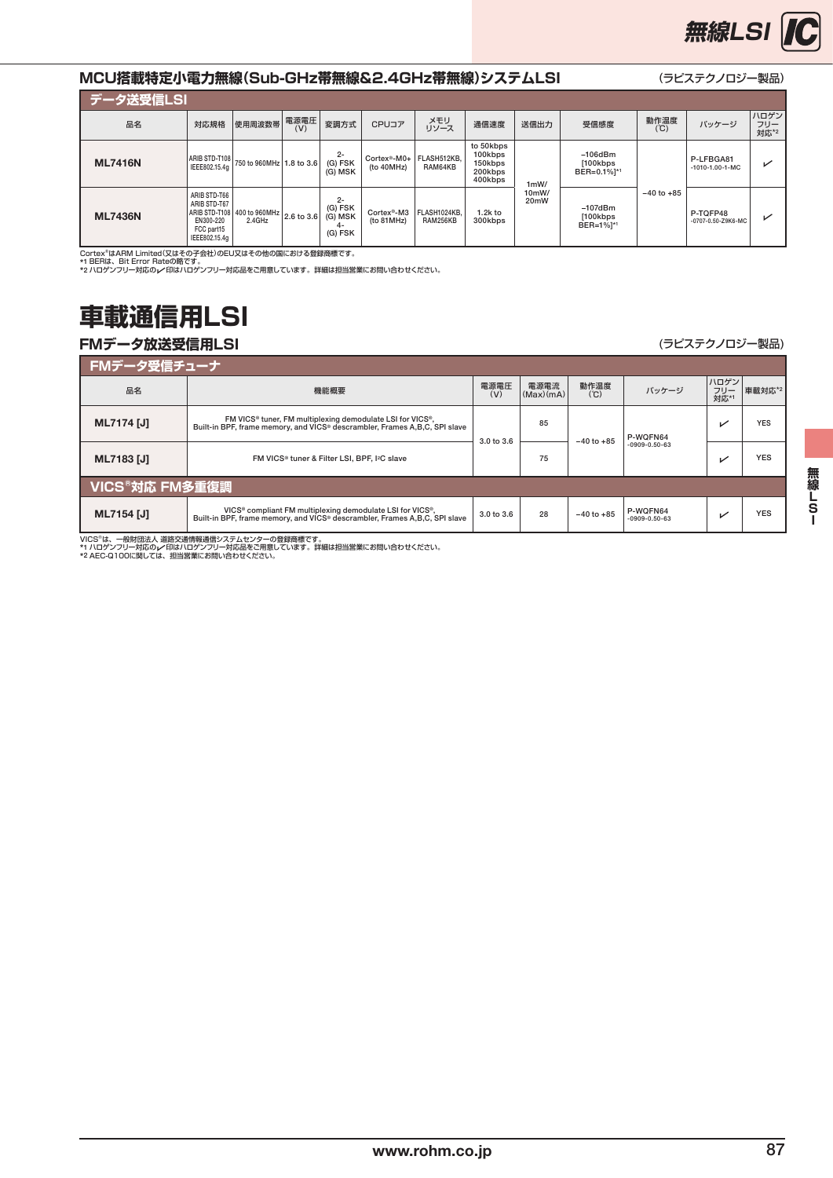## MCU搭載特定小電力無線(Sub-GHz帯無線&2.4GHz帯無線)システムLSI

(ラピステクノロジー製品)

### データ送受信LSI

| 品名 | 対応規格 | 使用周波数帯 | 電源電圧(V) | 変調方式 | CPUコア | メモリリソース | 通信速度 | 送信出力 | 受信感度 | 動作温度(℃) | パッケージ | ハロゲンフリー対応*2 |
|---|---|---|---|---|---|---|---|---|---|---|---|---|
| **ML7416N** | ARIB STD-T108 IEEE802.15.4g | 750 to 960MHz | 1.8 to 3.6 | 2-(G) FSK (G) MSK | Cortex®-M0+ (to 40MHz) | FLASH512KB, RAM64KB | to 50kbps 100kbps 150kbps 200kbps 400kbps | 1mW/ 10mW/ 20mW | −106dBm [100kbps BER=0.1%]*1 | −40 to +85 | P-LFBGA81 -1010-1.00-1-MC | ✓ |
| **ML7436N** | ARIB STD-T66 ARIB STD-T67 ARIB STD-T108 EN300-220 FCC part15 IEEE802.15.4g | 400 to 960MHz 2.4GHz | 2.6 to 3.6 | 2-(G) FSK (G) MSK 4-(G) FSK | Cortex®-M3 (to 81MHz) | FLASH1024KB, RAM256KB | 1.2k to 300kbps | | −107dBm [100kbps BER=1%]*1 | | P-TQFP48 -0707-0.50-Z9K6-MC | ✓ |

Cortex®はARM Limited(又はその子会社)のEU又はその他の国における登録商標です。
*1 BERは、Bit Error Rateの略です。
*2 ハロゲンフリー対応の✓印はハロゲンフリー対応品をご用意しています。詳細は担当営業にお問い合わせください。

# 車載通信用LSI

## FMデータ放送受信用LSI

(ラピステクノロジー製品)

### FMデータ受信チューナ

| 品名 | 機能概要 | 電源電圧(V) | 電源電流(Max)(mA) | 動作温度(℃) | パッケージ | ハロゲンフリー対応*1 | 車載対応*2 |
|---|---|---|---|---|---|---|---|
| **ML7174 [J]** | FM VICS® tuner, FM multiplexing demodulate LSI for VICS®, Built-in BPF, frame memory, and VICS® descrambler, Frames A,B,C, SPI slave | 3.0 to 3.6 | 85 | −40 to +85 | P-WQFN64 -0909-0.50-63 | ✓ | YES |
| **ML7183 [J]** | FM VICS® tuner & Filter LSI, BPF, I²C slave | | 75 | | | ✓ | YES |

### VICS®対応 FM多重復調

| 品名 | 機能概要 | 電源電圧(V) | 電源電流(Max)(mA) | 動作温度(℃) | パッケージ | ハロゲンフリー対応*1 | 車載対応*2 |
|---|---|---|---|---|---|---|---|
| **ML7154 [J]** | VICS® compliant FM multiplexing demodulate LSI for VICS®, Built-in BPF, frame memory, and VICS® descrambler, Frames A,B,C, SPI slave | 3.0 to 3.6 | 28 | −40 to +85 | P-WQFN64 -0909-0.50-63 | ✓ | YES |

VICS®は、一般財団法人 道路交通情報通信システムセンターの登録商標です。
*1 ハロゲンフリー対応の✓印はハロゲンフリー対応品をご用意しています。詳細は担当営業にお問い合わせください。
*2 AEC-Q100に関しては、担当営業にお問い合わせください。